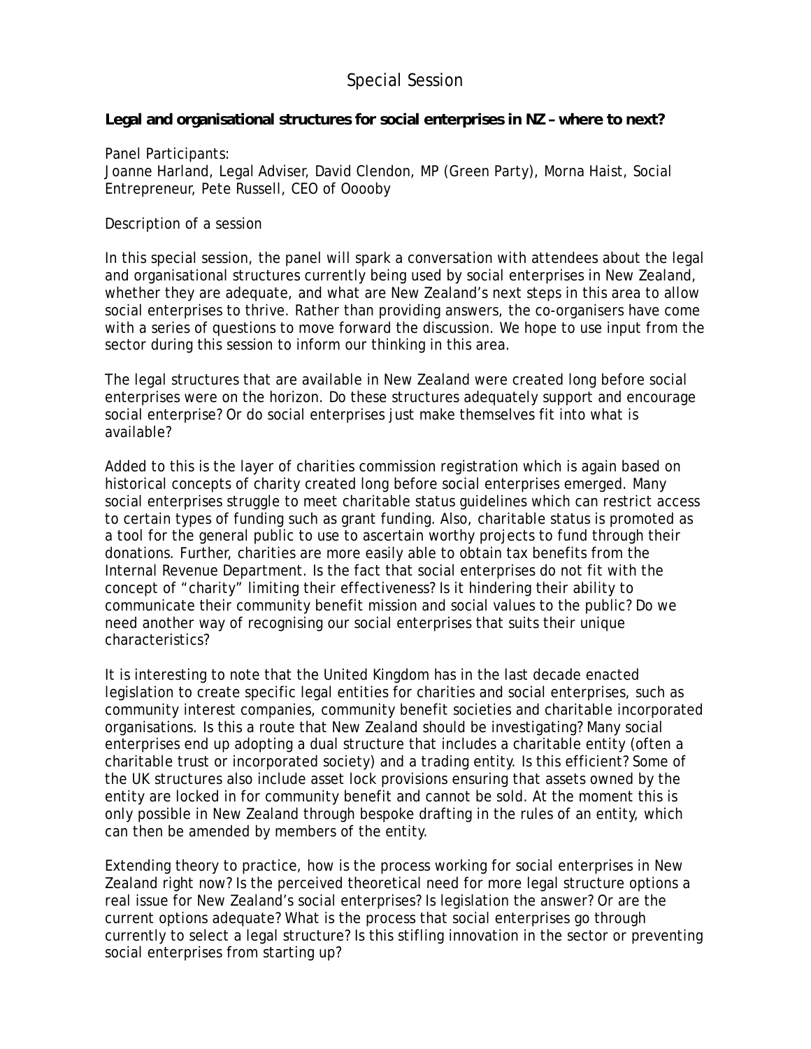# Special Session

**Legal and organisational structures for social enterprises in NZ – where to next?**

Panel Participants:
Joanne Harland, Legal Adviser, David Clendon, MP (Green Party), Morna Haist, Social Entrepreneur, Pete Russell, CEO of Ooooby

Description of a session

In this special session, the panel will spark a conversation with attendees about the legal and organisational structures currently being used by social enterprises in New Zealand, whether they are adequate, and what are New Zealand's next steps in this area to allow social enterprises to thrive. Rather than providing answers, the co-organisers have come with a series of questions to move forward the discussion. We hope to use input from the sector during this session to inform our thinking in this area.

The legal structures that are available in New Zealand were created long before social enterprises were on the horizon. Do these structures adequately support and encourage social enterprise? Or do social enterprises just make themselves fit into what is available?

Added to this is the layer of charities commission registration which is again based on historical concepts of charity created long before social enterprises emerged. Many social enterprises struggle to meet charitable status guidelines which can restrict access to certain types of funding such as grant funding. Also, charitable status is promoted as a tool for the general public to use to ascertain worthy projects to fund through their donations. Further, charities are more easily able to obtain tax benefits from the Internal Revenue Department. Is the fact that social enterprises do not fit with the concept of "charity" limiting their effectiveness? Is it hindering their ability to communicate their community benefit mission and social values to the public? Do we need another way of recognising our social enterprises that suits their unique characteristics?

It is interesting to note that the United Kingdom has in the last decade enacted legislation to create specific legal entities for charities and social enterprises, such as community interest companies, community benefit societies and charitable incorporated organisations. Is this a route that New Zealand should be investigating? Many social enterprises end up adopting a dual structure that includes a charitable entity (often a charitable trust or incorporated society) and a trading entity. Is this efficient? Some of the UK structures also include asset lock provisions ensuring that assets owned by the entity are locked in for community benefit and cannot be sold. At the moment this is only possible in New Zealand through bespoke drafting in the rules of an entity, which can then be amended by members of the entity.

Extending theory to practice, how is the process working for social enterprises in New Zealand right now? Is the perceived theoretical need for more legal structure options a real issue for New Zealand's social enterprises? Is legislation the answer? Or are the current options adequate? What is the process that social enterprises go through currently to select a legal structure? Is this stifling innovation in the sector or preventing social enterprises from starting up?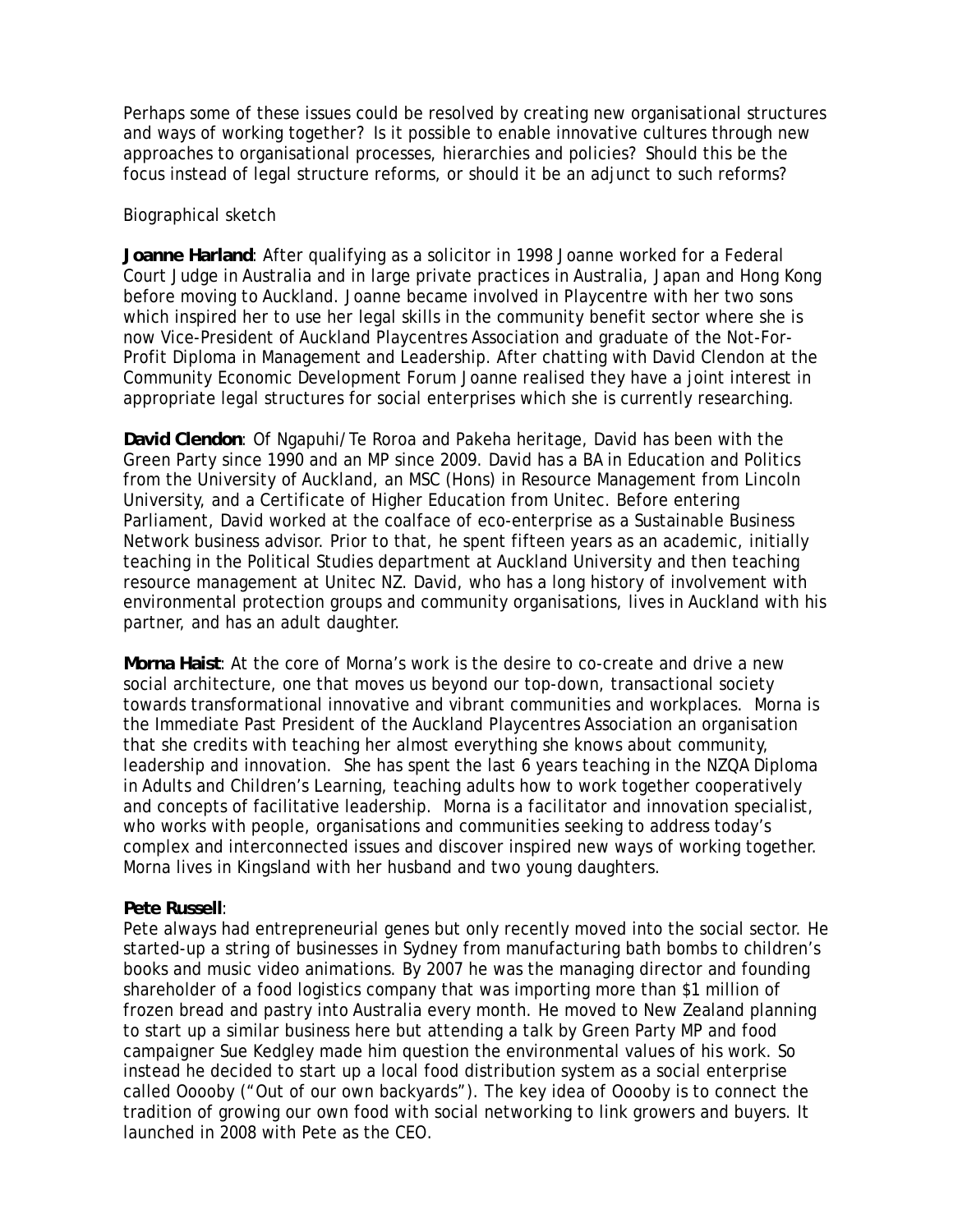Perhaps some of these issues could be resolved by creating new organisational structures and ways of working together? Is it possible to enable innovative cultures through new approaches to organisational processes, hierarchies and policies? Should this be the focus instead of legal structure reforms, or should it be an adjunct to such reforms?

Biographical sketch

**Joanne Harland**: After qualifying as a solicitor in 1998 Joanne worked for a Federal Court Judge in Australia and in large private practices in Australia, Japan and Hong Kong before moving to Auckland. Joanne became involved in Playcentre with her two sons which inspired her to use her legal skills in the community benefit sector where she is now Vice-President of Auckland Playcentres Association and graduate of the Not-For-Profit Diploma in Management and Leadership. After chatting with David Clendon at the Community Economic Development Forum Joanne realised they have a joint interest in appropriate legal structures for social enterprises which she is currently researching.

**David Clendon**: Of Ngapuhi/Te Roroa and Pakeha heritage, David has been with the Green Party since 1990 and an MP since 2009. David has a BA in Education and Politics from the University of Auckland, an MSC (Hons) in Resource Management from Lincoln University, and a Certificate of Higher Education from Unitec. Before entering Parliament, David worked at the coalface of eco-enterprise as a Sustainable Business Network business advisor. Prior to that, he spent fifteen years as an academic, initially teaching in the Political Studies department at Auckland University and then teaching resource management at Unitec NZ. David, who has a long history of involvement with environmental protection groups and community organisations, lives in Auckland with his partner, and has an adult daughter.

**Morna Haist**: At the core of Morna's work is the desire to co-create and drive a new social architecture, one that moves us beyond our top-down, transactional society towards transformational innovative and vibrant communities and workplaces. Morna is the Immediate Past President of the Auckland Playcentres Association an organisation that she credits with teaching her almost everything she knows about community, leadership and innovation. She has spent the last 6 years teaching in the NZQA Diploma in Adults and Children's Learning, teaching adults how to work together cooperatively and concepts of facilitative leadership. Morna is a facilitator and innovation specialist, who works with people, organisations and communities seeking to address today's complex and interconnected issues and discover inspired new ways of working together. Morna lives in Kingsland with her husband and two young daughters.

**Pete Russell**:
Pete always had entrepreneurial genes but only recently moved into the social sector. He started-up a string of businesses in Sydney from manufacturing bath bombs to children's books and music video animations. By 2007 he was the managing director and founding shareholder of a food logistics company that was importing more than $1 million of frozen bread and pastry into Australia every month. He moved to New Zealand planning to start up a similar business here but attending a talk by Green Party MP and food campaigner Sue Kedgley made him question the environmental values of his work. So instead he decided to start up a local food distribution system as a social enterprise called Ooooby ("Out of our own backyards"). The key idea of Ooooby is to connect the tradition of growing our own food with social networking to link growers and buyers. It launched in 2008 with Pete as the CEO.